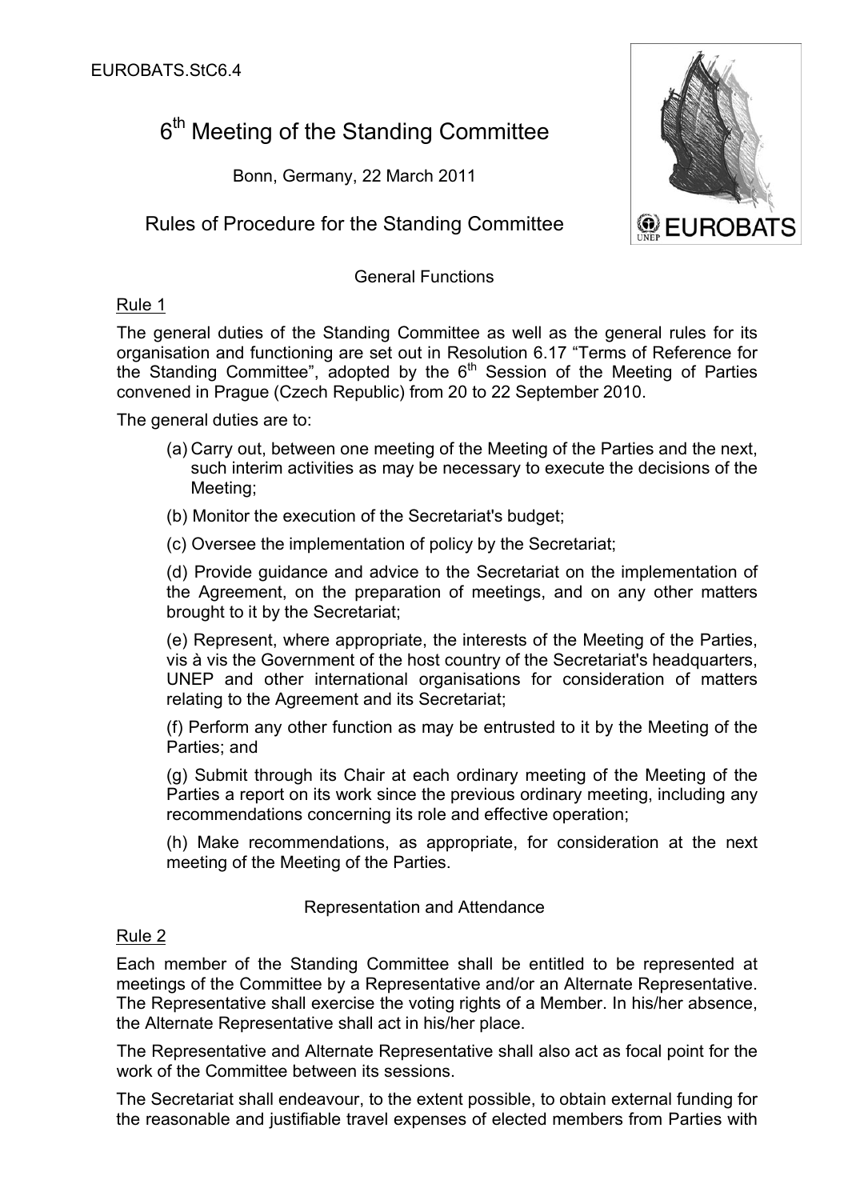EUROBATS.StC6.4

# 6th Meeting of the Standing Committee

Bonn, Germany, 22 March 2011

## Rules of Procedure for the Standing Committee

### General Functions

Rule 1

The general duties of the Standing Committee as well as the general rules for its organisation and functioning are set out in Resolution 6.17 "Terms of Reference for the Standing Committee", adopted by the 6th Session of the Meeting of Parties convened in Prague (Czech Republic) from 20 to 22 September 2010.

The general duties are to:

(a) Carry out, between one meeting of the Meeting of the Parties and the next, such interim activities as may be necessary to execute the decisions of the Meeting;

(b) Monitor the execution of the Secretariat's budget;

(c) Oversee the implementation of policy by the Secretariat;

(d) Provide guidance and advice to the Secretariat on the implementation of the Agreement, on the preparation of meetings, and on any other matters brought to it by the Secretariat;

(e) Represent, where appropriate, the interests of the Meeting of the Parties, vis à vis the Government of the host country of the Secretariat's headquarters, UNEP and other international organisations for consideration of matters relating to the Agreement and its Secretariat;

(f) Perform any other function as may be entrusted to it by the Meeting of the Parties; and

(g) Submit through its Chair at each ordinary meeting of the Meeting of the Parties a report on its work since the previous ordinary meeting, including any recommendations concerning its role and effective operation;

(h) Make recommendations, as appropriate, for consideration at the next meeting of the Meeting of the Parties.

### Representation and Attendance

Rule 2

Each member of the Standing Committee shall be entitled to be represented at meetings of the Committee by a Representative and/or an Alternate Representative. The Representative shall exercise the voting rights of a Member. In his/her absence, the Alternate Representative shall act in his/her place.

The Representative and Alternate Representative shall also act as focal point for the work of the Committee between its sessions.

The Secretariat shall endeavour, to the extent possible, to obtain external funding for the reasonable and justifiable travel expenses of elected members from Parties with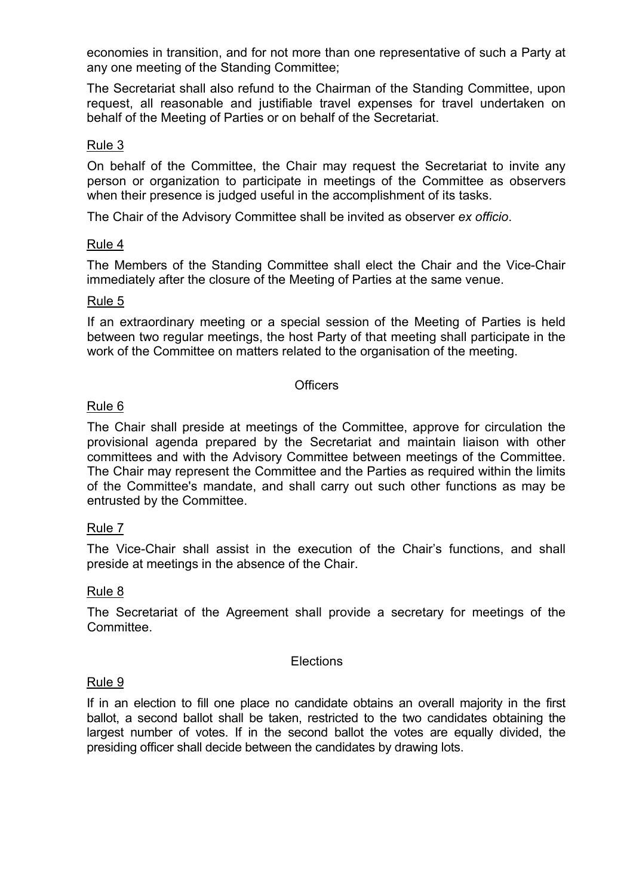economies in transition, and for not more than one representative of such a Party at any one meeting of the Standing Committee;

The Secretariat shall also refund to the Chairman of the Standing Committee, upon request, all reasonable and justifiable travel expenses for travel undertaken on behalf of the Meeting of Parties or on behalf of the Secretariat.

Rule 3

On behalf of the Committee, the Chair may request the Secretariat to invite any person or organization to participate in meetings of the Committee as observers when their presence is judged useful in the accomplishment of its tasks.

The Chair of the Advisory Committee shall be invited as observer *ex officio*.

Rule 4

The Members of the Standing Committee shall elect the Chair and the Vice-Chair immediately after the closure of the Meeting of Parties at the same venue.

Rule 5

If an extraordinary meeting or a special session of the Meeting of Parties is held between two regular meetings, the host Party of that meeting shall participate in the work of the Committee on matters related to the organisation of the meeting.

## Officers

Rule 6

The Chair shall preside at meetings of the Committee, approve for circulation the provisional agenda prepared by the Secretariat and maintain liaison with other committees and with the Advisory Committee between meetings of the Committee. The Chair may represent the Committee and the Parties as required within the limits of the Committee's mandate, and shall carry out such other functions as may be entrusted by the Committee.

Rule 7

The Vice-Chair shall assist in the execution of the Chair's functions, and shall preside at meetings in the absence of the Chair.

Rule 8

The Secretariat of the Agreement shall provide a secretary for meetings of the Committee.

## Elections

Rule 9

If in an election to fill one place no candidate obtains an overall majority in the first ballot, a second ballot shall be taken, restricted to the two candidates obtaining the largest number of votes. If in the second ballot the votes are equally divided, the presiding officer shall decide between the candidates by drawing lots.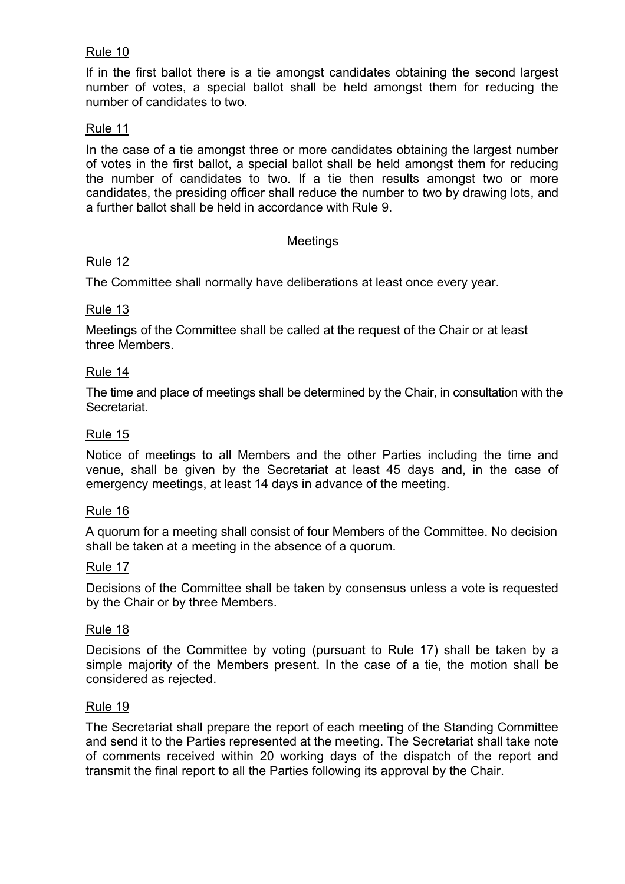Rule 10

If in the first ballot there is a tie amongst candidates obtaining the second largest number of votes, a special ballot shall be held amongst them for reducing the number of candidates to two.

Rule 11

In the case of a tie amongst three or more candidates obtaining the largest number of votes in the first ballot, a special ballot shall be held amongst them for reducing the number of candidates to two. If a tie then results amongst two or more candidates, the presiding officer shall reduce the number to two by drawing lots, and a further ballot shall be held in accordance with Rule 9.

## Meetings

Rule 12

The Committee shall normally have deliberations at least once every year.

Rule 13

Meetings of the Committee shall be called at the request of the Chair or at least three Members.

Rule 14

The time and place of meetings shall be determined by the Chair, in consultation with the Secretariat.

Rule 15

Notice of meetings to all Members and the other Parties including the time and venue, shall be given by the Secretariat at least 45 days and, in the case of emergency meetings, at least 14 days in advance of the meeting.

Rule 16

A quorum for a meeting shall consist of four Members of the Committee. No decision shall be taken at a meeting in the absence of a quorum.

Rule 17

Decisions of the Committee shall be taken by consensus unless a vote is requested by the Chair or by three Members.

Rule 18

Decisions of the Committee by voting (pursuant to Rule 17) shall be taken by a simple majority of the Members present. In the case of a tie, the motion shall be considered as rejected.

Rule 19

The Secretariat shall prepare the report of each meeting of the Standing Committee and send it to the Parties represented at the meeting. The Secretariat shall take note of comments received within 20 working days of the dispatch of the report and transmit the final report to all the Parties following its approval by the Chair.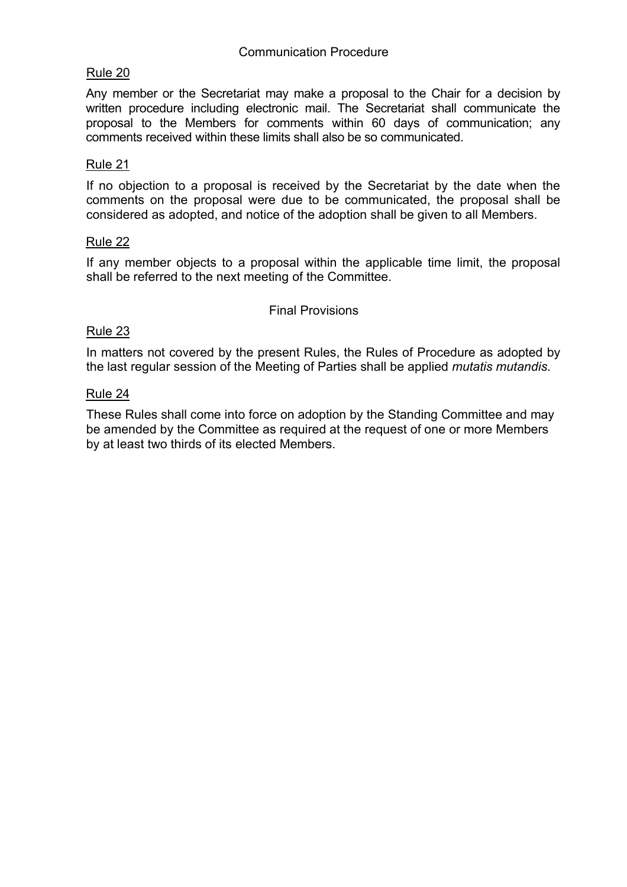## Communication Procedure

Rule 20

Any member or the Secretariat may make a proposal to the Chair for a decision by written procedure including electronic mail. The Secretariat shall communicate the proposal to the Members for comments within 60 days of communication; any comments received within these limits shall also be so communicated.

Rule 21

If no objection to a proposal is received by the Secretariat by the date when the comments on the proposal were due to be communicated, the proposal shall be considered as adopted, and notice of the adoption shall be given to all Members.

Rule 22

If any member objects to a proposal within the applicable time limit, the proposal shall be referred to the next meeting of the Committee.

## Final Provisions

Rule 23

In matters not covered by the present Rules, the Rules of Procedure as adopted by the last regular session of the Meeting of Parties shall be applied *mutatis mutandis*.

Rule 24

These Rules shall come into force on adoption by the Standing Committee and may be amended by the Committee as required at the request of one or more Members by at least two thirds of its elected Members.